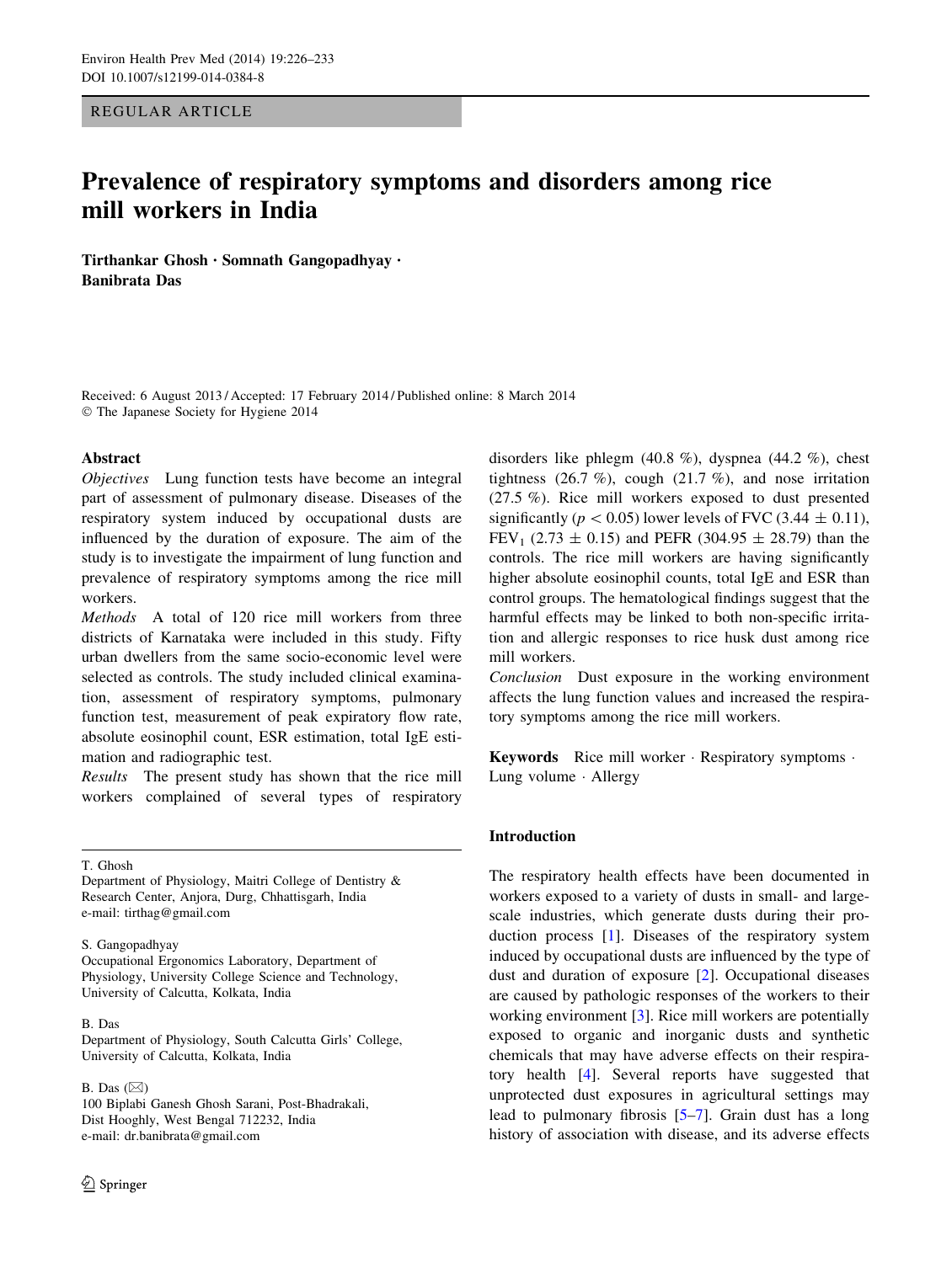REGULAR ARTICLE

# Prevalence of respiratory symptoms and disorders among rice mill workers in India

**Tirthankar Ghosh · Somnath Gangopadhyay · Banibrata Das**

Received: 6 August 2013 / Accepted: 17 February 2014 / Published online: 8 March 2014
© The Japanese Society for Hygiene 2014

## Abstract

*Objectives* Lung function tests have become an integral part of assessment of pulmonary disease. Diseases of the respiratory system induced by occupational dusts are influenced by the duration of exposure. The aim of the study is to investigate the impairment of lung function and prevalence of respiratory symptoms among the rice mill workers.

*Methods* A total of 120 rice mill workers from three districts of Karnataka were included in this study. Fifty urban dwellers from the same socio-economic level were selected as controls. The study included clinical examination, assessment of respiratory symptoms, pulmonary function test, measurement of peak expiratory flow rate, absolute eosinophil count, ESR estimation, total IgE estimation and radiographic test.

*Results* The present study has shown that the rice mill workers complained of several types of respiratory disorders like phlegm (40.8 %), dyspnea (44.2 %), chest tightness (26.7 %), cough (21.7 %), and nose irritation (27.5 %). Rice mill workers exposed to dust presented significantly ($p < 0.05$) lower levels of FVC ($3.44 \pm 0.11$), $FEV_1$ ($2.73 \pm 0.15$) and PEFR ($304.95 \pm 28.79$) than the controls. The rice mill workers are having significantly higher absolute eosinophil counts, total IgE and ESR than control groups. The hematological findings suggest that the harmful effects may be linked to both non-specific irritation and allergic responses to rice husk dust among rice mill workers.

*Conclusion* Dust exposure in the working environment affects the lung function values and increased the respiratory symptoms among the rice mill workers.

**Keywords** Rice mill worker · Respiratory symptoms · Lung volume · Allergy

T. Ghosh
Department of Physiology, Maitri College of Dentistry & Research Center, Anjora, Durg, Chhattisgarh, India
e-mail: tirthag@gmail.com

S. Gangopadhyay
Occupational Ergonomics Laboratory, Department of Physiology, University College Science and Technology, University of Calcutta, Kolkata, India

B. Das
Department of Physiology, South Calcutta Girls' College, University of Calcutta, Kolkata, India

B. Das (✉)
100 Biplabi Ganesh Ghosh Sarani, Post-Bhadrakali, Dist Hooghly, West Bengal 712232, India
e-mail: dr.banibrata@gmail.com

## Introduction

The respiratory health effects have been documented in workers exposed to a variety of dusts in small- and large-scale industries, which generate dusts during their production process [1]. Diseases of the respiratory system induced by occupational dusts are influenced by the type of dust and duration of exposure [2]. Occupational diseases are caused by pathologic responses of the workers to their working environment [3]. Rice mill workers are potentially exposed to organic and inorganic dusts and synthetic chemicals that may have adverse effects on their respiratory health [4]. Several reports have suggested that unprotected dust exposures in agricultural settings may lead to pulmonary fibrosis [5–7]. Grain dust has a long history of association with disease, and its adverse effects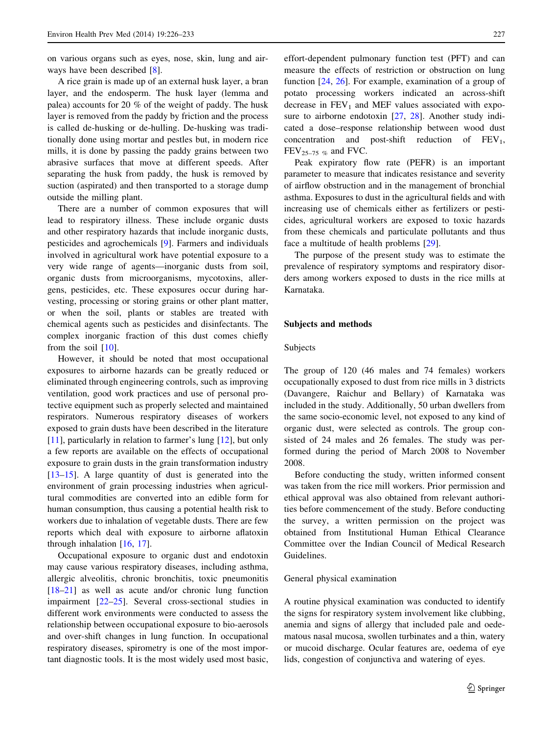on various organs such as eyes, nose, skin, lung and airways have been described [8].

A rice grain is made up of an external husk layer, a bran layer, and the endosperm. The husk layer (lemma and palea) accounts for 20 % of the weight of paddy. The husk layer is removed from the paddy by friction and the process is called de-husking or de-hulling. De-husking was traditionally done using mortar and pestles but, in modern rice mills, it is done by passing the paddy grains between two abrasive surfaces that move at different speeds. After separating the husk from paddy, the husk is removed by suction (aspirated) and then transported to a storage dump outside the milling plant.

There are a number of common exposures that will lead to respiratory illness. These include organic dusts and other respiratory hazards that include inorganic dusts, pesticides and agrochemicals [9]. Farmers and individuals involved in agricultural work have potential exposure to a very wide range of agents—inorganic dusts from soil, organic dusts from microorganisms, mycotoxins, allergens, pesticides, etc. These exposures occur during harvesting, processing or storing grains or other plant matter, or when the soil, plants or stables are treated with chemical agents such as pesticides and disinfectants. The complex inorganic fraction of this dust comes chiefly from the soil [10].

However, it should be noted that most occupational exposures to airborne hazards can be greatly reduced or eliminated through engineering controls, such as improving ventilation, good work practices and use of personal protective equipment such as properly selected and maintained respirators. Numerous respiratory diseases of workers exposed to grain dusts have been described in the literature [11], particularly in relation to farmer's lung [12], but only a few reports are available on the effects of occupational exposure to grain dusts in the grain transformation industry [13–15]. A large quantity of dust is generated into the environment of grain processing industries when agricultural commodities are converted into an edible form for human consumption, thus causing a potential health risk to workers due to inhalation of vegetable dusts. There are few reports which deal with exposure to airborne aflatoxin through inhalation [16, 17].

Occupational exposure to organic dust and endotoxin may cause various respiratory diseases, including asthma, allergic alveolitis, chronic bronchitis, toxic pneumonitis [18–21] as well as acute and/or chronic lung function impairment [22–25]. Several cross-sectional studies in different work environments were conducted to assess the relationship between occupational exposure to bio-aerosols and over-shift changes in lung function. In occupational respiratory diseases, spirometry is one of the most important diagnostic tools. It is the most widely used most basic, effort-dependent pulmonary function test (PFT) and can measure the effects of restriction or obstruction on lung function [24, 26]. For example, examination of a group of potato processing workers indicated an across-shift decrease in $FEV_1$ and MEF values associated with exposure to airborne endotoxin [27, 28]. Another study indicated a dose–response relationship between wood dust concentration and post-shift reduction of $FEV_1$, $FEV_{25-75\ \%}$ and FVC.

Peak expiratory flow rate (PEFR) is an important parameter to measure that indicates resistance and severity of airflow obstruction and in the management of bronchial asthma. Exposures to dust in the agricultural fields and with increasing use of chemicals either as fertilizers or pesticides, agricultural workers are exposed to toxic hazards from these chemicals and particulate pollutants and thus face a multitude of health problems [29].

The purpose of the present study was to estimate the prevalence of respiratory symptoms and respiratory disorders among workers exposed to dusts in the rice mills at Karnataka.

## Subjects and methods

### Subjects

The group of 120 (46 males and 74 females) workers occupationally exposed to dust from rice mills in 3 districts (Davangere, Raichur and Bellary) of Karnataka was included in the study. Additionally, 50 urban dwellers from the same socio-economic level, not exposed to any kind of organic dust, were selected as controls. The group consisted of 24 males and 26 females. The study was performed during the period of March 2008 to November 2008.

Before conducting the study, written informed consent was taken from the rice mill workers. Prior permission and ethical approval was also obtained from relevant authorities before commencement of the study. Before conducting the survey, a written permission on the project was obtained from Institutional Human Ethical Clearance Committee over the Indian Council of Medical Research Guidelines.

### General physical examination

A routine physical examination was conducted to identify the signs for respiratory system involvement like clubbing, anemia and signs of allergy that included pale and oedematous nasal mucosa, swollen turbinates and a thin, watery or mucoid discharge. Ocular features are, oedema of eye lids, congestion of conjunctiva and watering of eyes.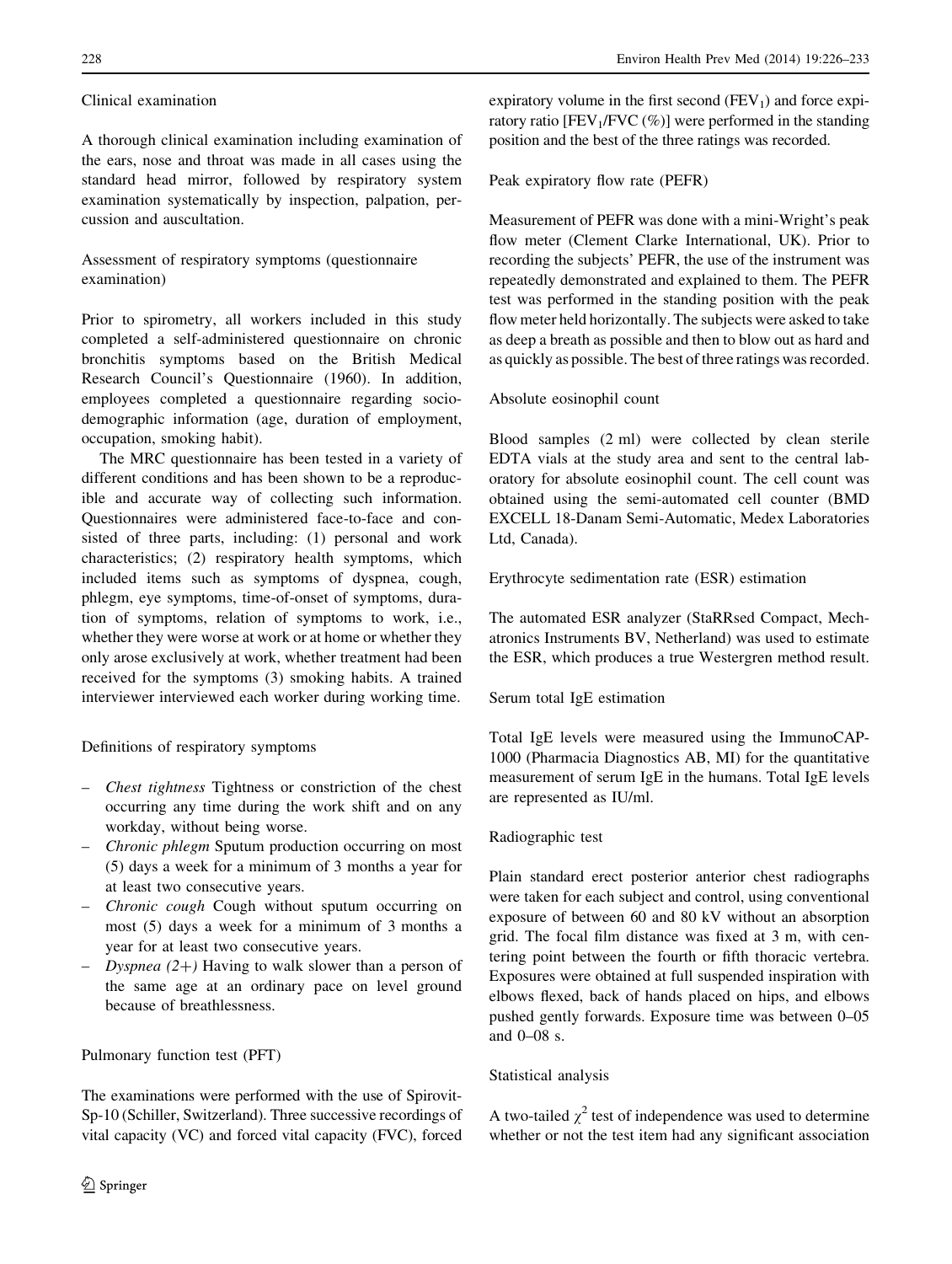### Clinical examination

A thorough clinical examination including examination of the ears, nose and throat was made in all cases using the standard head mirror, followed by respiratory system examination systematically by inspection, palpation, percussion and auscultation.

### Assessment of respiratory symptoms (questionnaire examination)

Prior to spirometry, all workers included in this study completed a self-administered questionnaire on chronic bronchitis symptoms based on the British Medical Research Council's Questionnaire (1960). In addition, employees completed a questionnaire regarding sociodemographic information (age, duration of employment, occupation, smoking habit).

The MRC questionnaire has been tested in a variety of different conditions and has been shown to be a reproducible and accurate way of collecting such information. Questionnaires were administered face-to-face and consisted of three parts, including: (1) personal and work characteristics; (2) respiratory health symptoms, which included items such as symptoms of dyspnea, cough, phlegm, eye symptoms, time-of-onset of symptoms, duration of symptoms, relation of symptoms to work, i.e., whether they were worse at work or at home or whether they only arose exclusively at work, whether treatment had been received for the symptoms (3) smoking habits. A trained interviewer interviewed each worker during working time.

### Definitions of respiratory symptoms

- *Chest tightness* Tightness or constriction of the chest occurring any time during the work shift and on any workday, without being worse.
- *Chronic phlegm* Sputum production occurring on most (5) days a week for a minimum of 3 months a year for at least two consecutive years.
- *Chronic cough* Cough without sputum occurring on most (5) days a week for a minimum of 3 months a year for at least two consecutive years.
- *Dyspnea (2+)* Having to walk slower than a person of the same age at an ordinary pace on level ground because of breathlessness.

### Pulmonary function test (PFT)

The examinations were performed with the use of Spirovit-Sp-10 (Schiller, Switzerland). Three successive recordings of vital capacity (VC) and forced vital capacity (FVC), forced expiratory volume in the first second ($FEV_1$) and force expiratory ratio [$FEV_1$/FVC (%)] were performed in the standing position and the best of the three ratings was recorded.

### Peak expiratory flow rate (PEFR)

Measurement of PEFR was done with a mini-Wright's peak flow meter (Clement Clarke International, UK). Prior to recording the subjects' PEFR, the use of the instrument was repeatedly demonstrated and explained to them. The PEFR test was performed in the standing position with the peak flow meter held horizontally. The subjects were asked to take as deep a breath as possible and then to blow out as hard and as quickly as possible. The best of three ratings was recorded.

### Absolute eosinophil count

Blood samples (2 ml) were collected by clean sterile EDTA vials at the study area and sent to the central laboratory for absolute eosinophil count. The cell count was obtained using the semi-automated cell counter (BMD EXCELL 18-Danam Semi-Automatic, Medex Laboratories Ltd, Canada).

### Erythrocyte sedimentation rate (ESR) estimation

The automated ESR analyzer (StaRRsed Compact, Mechatronics Instruments BV, Netherland) was used to estimate the ESR, which produces a true Westergren method result.

### Serum total IgE estimation

Total IgE levels were measured using the ImmunoCAP-1000 (Pharmacia Diagnostics AB, MI) for the quantitative measurement of serum IgE in the humans. Total IgE levels are represented as IU/ml.

### Radiographic test

Plain standard erect posterior anterior chest radiographs were taken for each subject and control, using conventional exposure of between 60 and 80 kV without an absorption grid. The focal film distance was fixed at 3 m, with centering point between the fourth or fifth thoracic vertebra. Exposures were obtained at full suspended inspiration with elbows flexed, back of hands placed on hips, and elbows pushed gently forwards. Exposure time was between 0–05 and 0–08 s.

### Statistical analysis

A two-tailed $\chi^2$ test of independence was used to determine whether or not the test item had any significant association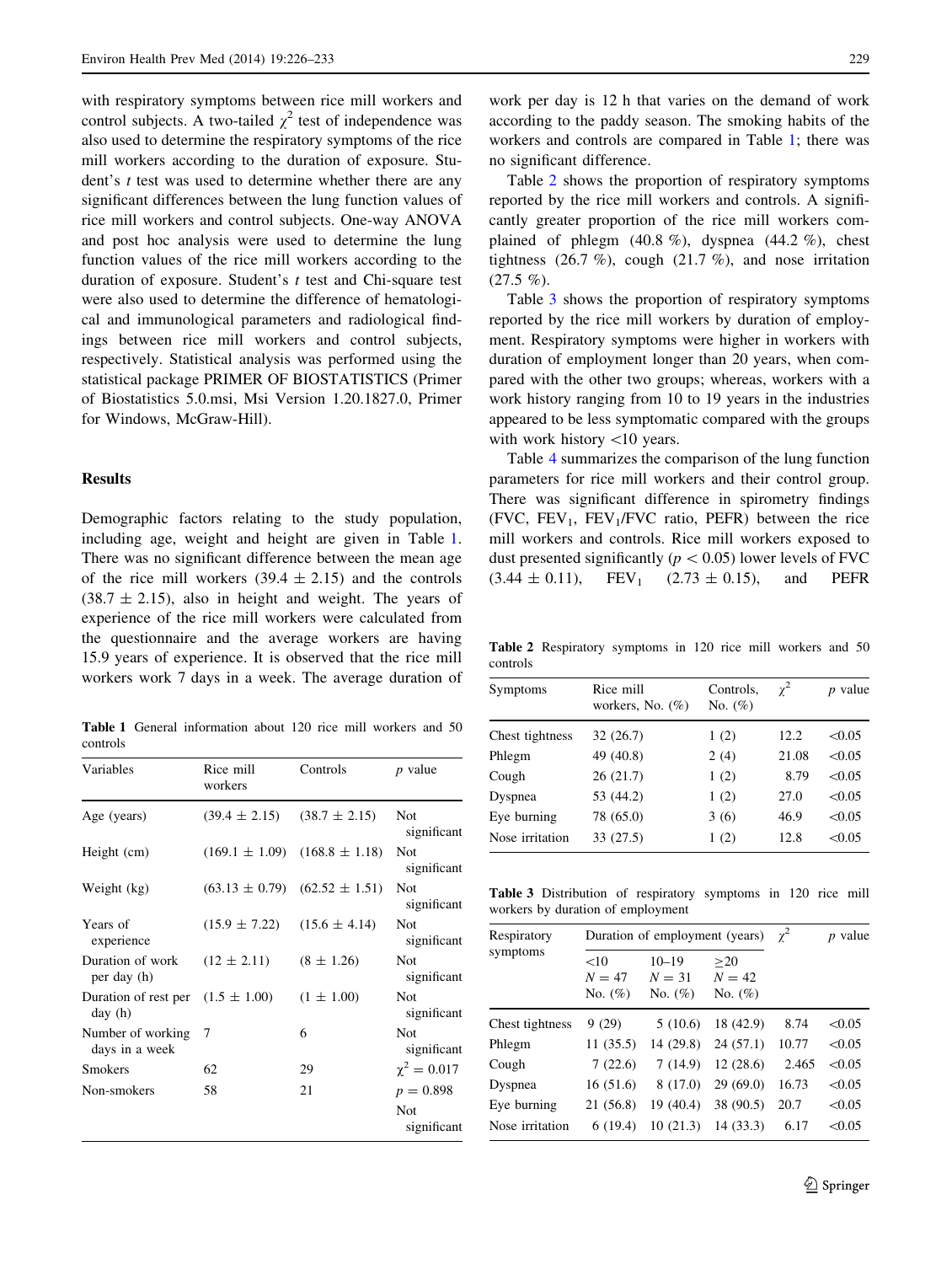with respiratory symptoms between rice mill workers and control subjects. A two-tailed $\chi^2$ test of independence was also used to determine the respiratory symptoms of the rice mill workers according to the duration of exposure. Student's *t* test was used to determine whether there are any significant differences between the lung function values of rice mill workers and control subjects. One-way ANOVA and post hoc analysis were used to determine the lung function values of the rice mill workers according to the duration of exposure. Student's *t* test and Chi-square test were also used to determine the difference of hematological and immunological parameters and radiological findings between rice mill workers and control subjects, respectively. Statistical analysis was performed using the statistical package PRIMER OF BIOSTATISTICS (Primer of Biostatistics 5.0.msi, Msi Version 1.20.1827.0, Primer for Windows, McGraw-Hill).

## Results

Demographic factors relating to the study population, including age, weight and height are given in Table 1. There was no significant difference between the mean age of the rice mill workers (39.4 ± 2.15) and the controls (38.7 ± 2.15), also in height and weight. The years of experience of the rice mill workers were calculated from the questionnaire and the average workers are having 15.9 years of experience. It is observed that the rice mill workers work 7 days in a week. The average duration of work per day is 12 h that varies on the demand of work according to the paddy season. The smoking habits of the workers and controls are compared in Table 1; there was no significant difference.

**Table 1** General information about 120 rice mill workers and 50 controls

| Variables | Rice mill workers | Controls | *p* value |
|---|---|---|---|
| Age (years) | (39.4 ± 2.15) | (38.7 ± 2.15) | Not significant |
| Height (cm) | (169.1 ± 1.09) | (168.8 ± 1.18) | Not significant |
| Weight (kg) | (63.13 ± 0.79) | (62.52 ± 1.51) | Not significant |
| Years of experience | (15.9 ± 7.22) | (15.6 ± 4.14) | Not significant |
| Duration of work per day (h) | (12 ± 2.11) | (8 ± 1.26) | Not significant |
| Duration of rest per day (h) | (1.5 ± 1.00) | (1 ± 1.00) | Not significant |
| Number of working days in a week | 7 | 6 | Not significant |
| Smokers | 62 | 29 | $\chi^2 = 0.017$ |
| Non-smokers | 58 | 21 | $p = 0.898$ Not significant |

Table 2 shows the proportion of respiratory symptoms reported by the rice mill workers and controls. A significantly greater proportion of the rice mill workers complained of phlegm (40.8 %), dyspnea (44.2 %), chest tightness (26.7 %), cough (21.7 %), and nose irritation (27.5 %).

Table 3 shows the proportion of respiratory symptoms reported by the rice mill workers by duration of employment. Respiratory symptoms were higher in workers with duration of employment longer than 20 years, when compared with the other two groups; whereas, workers with a work history ranging from 10 to 19 years in the industries appeared to be less symptomatic compared with the groups with work history <10 years.

Table 4 summarizes the comparison of the lung function parameters for rice mill workers and their control group. There was significant difference in spirometry findings (FVC, $FEV_1$, $FEV_1$/FVC ratio, PEFR) between the rice mill workers and controls. Rice mill workers exposed to dust presented significantly ($p < 0.05$) lower levels of FVC (3.44 ± 0.11), $FEV_1$ (2.73 ± 0.15), and PEFR

**Table 2** Respiratory symptoms in 120 rice mill workers and 50 controls

| Symptoms | Rice mill workers, No. (%) | Controls, No. (%) | $\chi^2$ | *p* value |
|---|---|---|---|---|
| Chest tightness | 32 (26.7) | 1 (2) | 12.2 | <0.05 |
| Phlegm | 49 (40.8) | 2 (4) | 21.08 | <0.05 |
| Cough | 26 (21.7) | 1 (2) | 8.79 | <0.05 |
| Dyspnea | 53 (44.2) | 1 (2) | 27.0 | <0.05 |
| Eye burning | 78 (65.0) | 3 (6) | 46.9 | <0.05 |
| Nose irritation | 33 (27.5) | 1 (2) | 12.8 | <0.05 |

**Table 3** Distribution of respiratory symptoms in 120 rice mill workers by duration of employment

| Respiratory symptoms | Duration of employment (years) | | | $\chi^2$ | *p* value |
|---|---|---|---|---|---|
| | <10 $N = 47$ No. (%) | 10–19 $N = 31$ No. (%) | ≥20 $N = 42$ No. (%) | | |
| Chest tightness | 9 (29) | 5 (10.6) | 18 (42.9) | 8.74 | <0.05 |
| Phlegm | 11 (35.5) | 14 (29.8) | 24 (57.1) | 10.77 | <0.05 |
| Cough | 7 (22.6) | 7 (14.9) | 12 (28.6) | 2.465 | <0.05 |
| Dyspnea | 16 (51.6) | 8 (17.0) | 29 (69.0) | 16.73 | <0.05 |
| Eye burning | 21 (56.8) | 19 (40.4) | 38 (90.5) | 20.7 | <0.05 |
| Nose irritation | 6 (19.4) | 10 (21.3) | 14 (33.3) | 6.17 | <0.05 |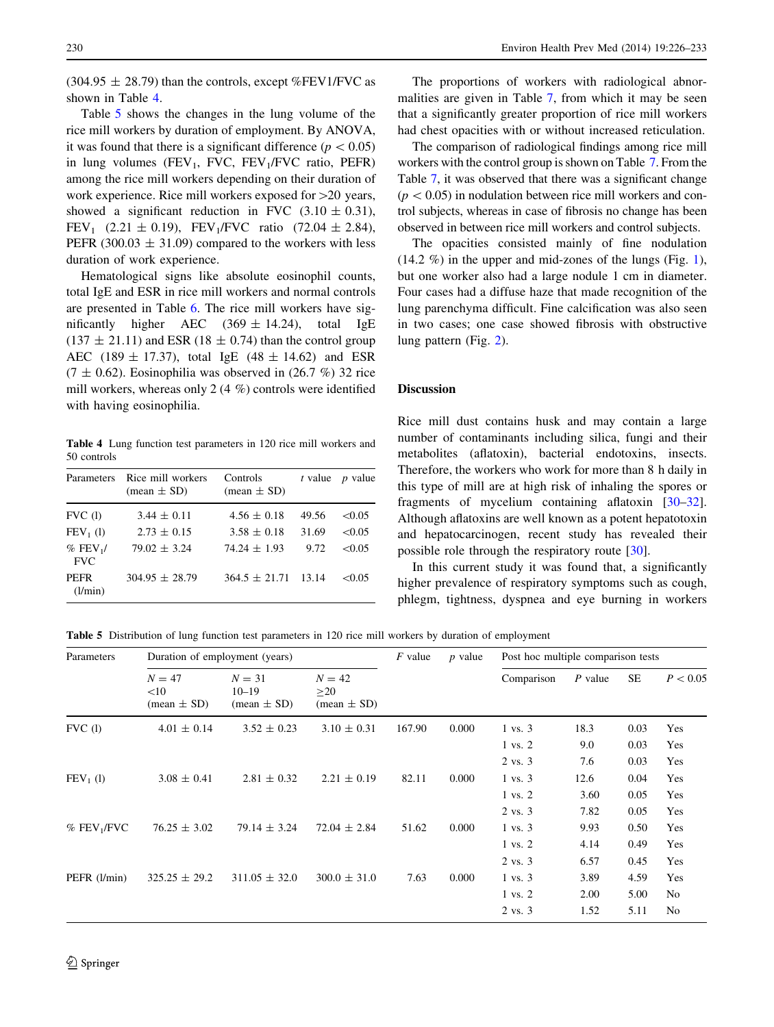(304.95 ± 28.79) than the controls, except %FEV1/FVC as shown in Table 4.

Table 5 shows the changes in the lung volume of the rice mill workers by duration of employment. By ANOVA, it was found that there is a significant difference ($p < 0.05$) in lung volumes ($FEV_1$, FVC, $FEV_1$/FVC ratio, PEFR) among the rice mill workers depending on their duration of work experience. Rice mill workers exposed for >20 years, showed a significant reduction in FVC (3.10 ± 0.31), $FEV_1$ (2.21 ± 0.19), $FEV_1$/FVC ratio (72.04 ± 2.84), PEFR (300.03 ± 31.09) compared to the workers with less duration of work experience.

Hematological signs like absolute eosinophil counts, total IgE and ESR in rice mill workers and normal controls are presented in Table 6. The rice mill workers have significantly higher AEC (369 ± 14.24), total IgE (137 ± 21.11) and ESR (18 ± 0.74) than the control group AEC (189 ± 17.37), total IgE (48 ± 14.62) and ESR (7 ± 0.62). Eosinophilia was observed in (26.7 %) 32 rice mill workers, whereas only 2 (4 %) controls were identified with having eosinophilia.

**Table 4** Lung function test parameters in 120 rice mill workers and 50 controls

| Parameters | Rice mill workers (mean ± SD) | Controls (mean ± SD) | t value | p value |
|---|---|---|---|---|
| FVC (l) | 3.44 ± 0.11 | 4.56 ± 0.18 | 49.56 | <0.05 |
| $FEV_1$ (l) | 2.73 ± 0.15 | 3.58 ± 0.18 | 31.69 | <0.05 |
| % $FEV_1$/FVC | 79.02 ± 3.24 | 74.24 ± 1.93 | 9.72 | <0.05 |
| PEFR (l/min) | 304.95 ± 28.79 | 364.5 ± 21.71 | 13.14 | <0.05 |

The proportions of workers with radiological abnormalities are given in Table 7, from which it may be seen that a significantly greater proportion of rice mill workers had chest opacities with or without increased reticulation.

The comparison of radiological findings among rice mill workers with the control group is shown on Table 7. From the Table 7, it was observed that there was a significant change ($p < 0.05$) in nodulation between rice mill workers and control subjects, whereas in case of fibrosis no change has been observed in between rice mill workers and control subjects.

The opacities consisted mainly of fine nodulation (14.2 %) in the upper and mid-zones of the lungs (Fig. 1), but one worker also had a large nodule 1 cm in diameter. Four cases had a diffuse haze that made recognition of the lung parenchyma difficult. Fine calcification was also seen in two cases; one case showed fibrosis with obstructive lung pattern (Fig. 2).

## Discussion

Rice mill dust contains husk and may contain a large number of contaminants including silica, fungi and their metabolites (aflatoxin), bacterial endotoxins, insects. Therefore, the workers who work for more than 8 h daily in this type of mill are at high risk of inhaling the spores or fragments of mycelium containing aflatoxin [30–32]. Although aflatoxins are well known as a potent hepatotoxin and hepatocarcinogen, recent study has revealed their possible role through the respiratory route [30].

In this current study it was found that, a significantly higher prevalence of respiratory symptoms such as cough, phlegm, tightness, dyspnea and eye burning in workers

**Table 5** Distribution of lung function test parameters in 120 rice mill workers by duration of employment

| Parameters | Duration of employment (years) | | | F value | p value | Post hoc multiple comparison tests | | | |
|---|---|---|---|---|---|---|---|---|---|
| | N = 47 <10 (mean ± SD) | N = 31 10–19 (mean ± SD) | N = 42 ≥20 (mean ± SD) | | | Comparison | P value | SE | P < 0.05 |
| FVC (l) | 4.01 ± 0.14 | 3.52 ± 0.23 | 3.10 ± 0.31 | 167.90 | 0.000 | 1 vs. 3 | 18.3 | 0.03 | Yes |
| | | | | | | 1 vs. 2 | 9.0 | 0.03 | Yes |
| | | | | | | 2 vs. 3 | 7.6 | 0.03 | Yes |
| $FEV_1$ (l) | 3.08 ± 0.41 | 2.81 ± 0.32 | 2.21 ± 0.19 | 82.11 | 0.000 | 1 vs. 3 | 12.6 | 0.04 | Yes |
| | | | | | | 1 vs. 2 | 3.60 | 0.05 | Yes |
| | | | | | | 2 vs. 3 | 7.82 | 0.05 | Yes |
| % $FEV_1$/FVC | 76.25 ± 3.02 | 79.14 ± 3.24 | 72.04 ± 2.84 | 51.62 | 0.000 | 1 vs. 3 | 9.93 | 0.50 | Yes |
| | | | | | | 1 vs. 2 | 4.14 | 0.49 | Yes |
| | | | | | | 2 vs. 3 | 6.57 | 0.45 | Yes |
| PEFR (l/min) | 325.25 ± 29.2 | 311.05 ± 32.0 | 300.0 ± 31.0 | 7.63 | 0.000 | 1 vs. 3 | 3.89 | 4.59 | Yes |
| | | | | | | 1 vs. 2 | 2.00 | 5.00 | No |
| | | | | | | 2 vs. 3 | 1.52 | 5.11 | No |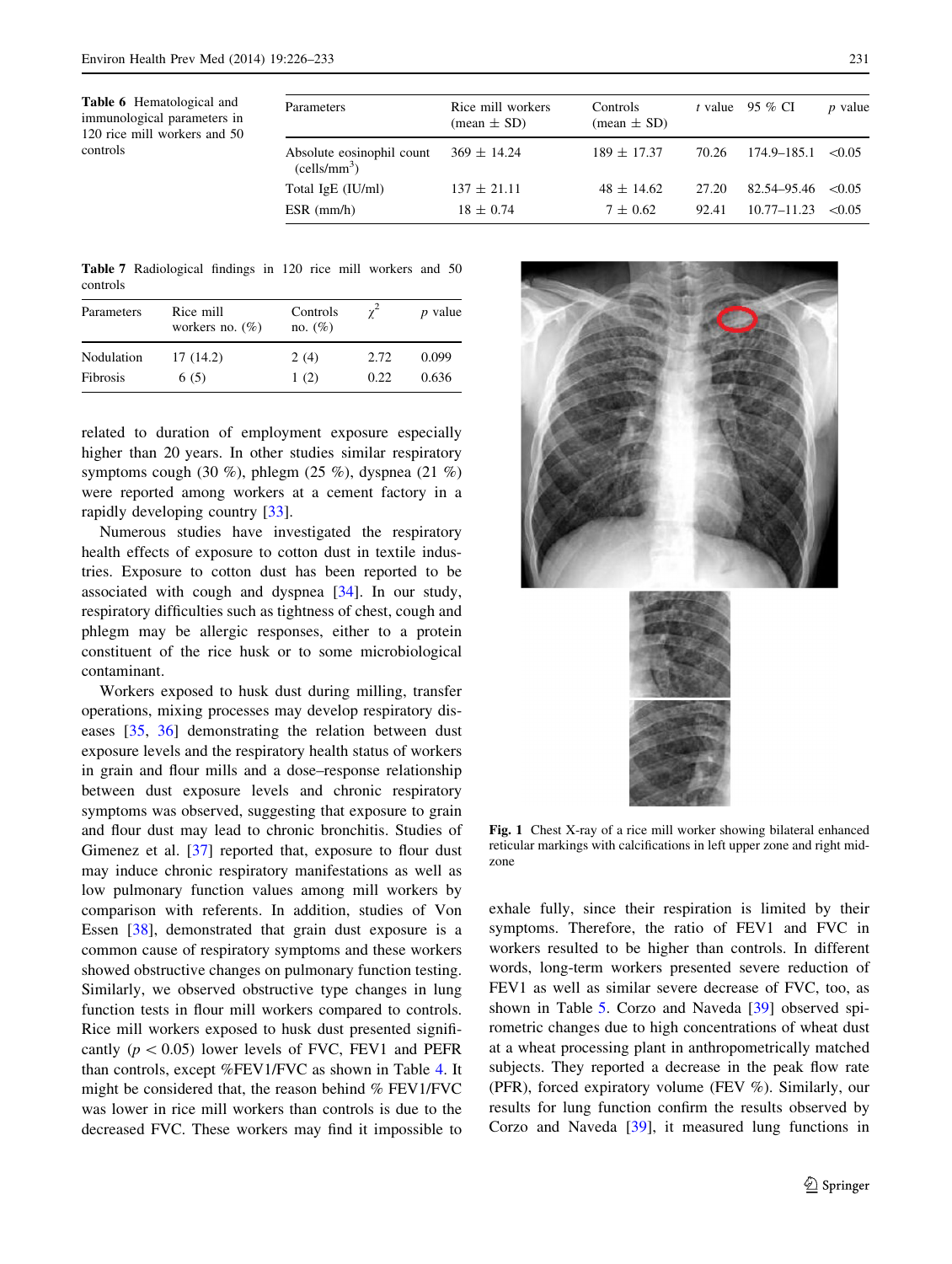**Table 6** Hematological and immunological parameters in 120 rice mill workers and 50 controls

| Parameters | Rice mill workers (mean ± SD) | Controls (mean ± SD) | *t* value | 95 % CI | *p* value |
|---|---|---|---|---|---|
| Absolute eosinophil count (cells/mm$^3$) | 369 ± 14.24 | 189 ± 17.37 | 70.26 | 174.9–185.1 | <0.05 |
| Total IgE (IU/ml) | 137 ± 21.11 | 48 ± 14.62 | 27.20 | 82.54–95.46 | <0.05 |
| ESR (mm/h) | 18 ± 0.74 | 7 ± 0.62 | 92.41 | 10.77–11.23 | <0.05 |

**Table 7** Radiological findings in 120 rice mill workers and 50 controls

| Parameters | Rice mill workers no. (%) | Controls no. (%) | $\chi^2$ | *p* value |
|---|---|---|---|---|
| Nodulation | 17 (14.2) | 2 (4) | 2.72 | 0.099 |
| Fibrosis | 6 (5) | 1 (2) | 0.22 | 0.636 |

related to duration of employment exposure especially higher than 20 years. In other studies similar respiratory symptoms cough (30 %), phlegm (25 %), dyspnea (21 %) were reported among workers at a cement factory in a rapidly developing country [33].

Numerous studies have investigated the respiratory health effects of exposure to cotton dust in textile industries. Exposure to cotton dust has been reported to be associated with cough and dyspnea [34]. In our study, respiratory difficulties such as tightness of chest, cough and phlegm may be allergic responses, either to a protein constituent of the rice husk or to some microbiological contaminant.

Workers exposed to husk dust during milling, transfer operations, mixing processes may develop respiratory diseases [35, 36] demonstrating the relation between dust exposure levels and the respiratory health status of workers in grain and flour mills and a dose–response relationship between dust exposure levels and chronic respiratory symptoms was observed, suggesting that exposure to grain and flour dust may lead to chronic bronchitis. Studies of Gimenez et al. [37] reported that, exposure to flour dust may induce chronic respiratory manifestations as well as low pulmonary function values among mill workers by comparison with referents. In addition, studies of Von Essen [38], demonstrated that grain dust exposure is a common cause of respiratory symptoms and these workers showed obstructive changes on pulmonary function testing. Similarly, we observed obstructive type changes in lung function tests in flour mill workers compared to controls. Rice mill workers exposed to husk dust presented significantly ($p < 0.05$) lower levels of FVC, FEV1 and PEFR than controls, except %FEV1/FVC as shown in Table 4. It might be considered that, the reason behind % FEV1/FVC was lower in rice mill workers than controls is due to the decreased FVC. These workers may find it impossible to exhale fully, since their respiration is limited by their symptoms. Therefore, the ratio of FEV1 and FVC in workers resulted to be higher than controls. In different words, long-term workers presented severe reduction of FEV1 as well as similar severe decrease of FVC, too, as shown in Table 5. Corzo and Naveda [39] observed spirometric changes due to high concentrations of wheat dust at a wheat processing plant in anthropometrically matched subjects. They reported a decrease in the peak flow rate (PFR), forced expiratory volume (FEV %). Similarly, our results for lung function confirm the results observed by Corzo and Naveda [39], it measured lung functions in

**Fig. 1** Chest X-ray of a rice mill worker showing bilateral enhanced reticular markings with calcifications in left upper zone and right mid-zone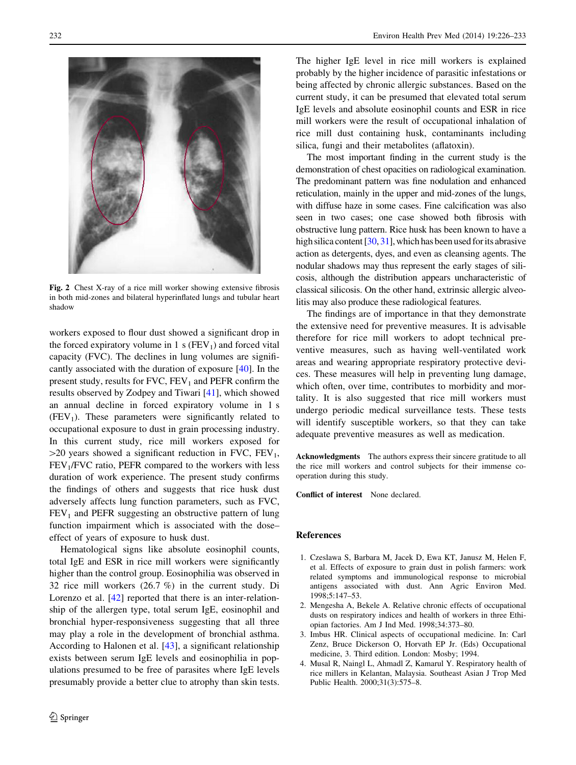Fig. 2 Chest X-ray of a rice mill worker showing extensive fibrosis in both mid-zones and bilateral hyperinflated lungs and tubular heart shadow

workers exposed to flour dust showed a significant drop in the forced expiratory volume in 1 s ($FEV_1$) and forced vital capacity (FVC). The declines in lung volumes are significantly associated with the duration of exposure [40]. In the present study, results for FVC, $FEV_1$ and PEFR confirm the results observed by Zodpey and Tiwari [41], which showed an annual decline in forced expiratory volume in 1 s ($FEV_1$). These parameters were significantly related to occupational exposure to dust in grain processing industry. In this current study, rice mill workers exposed for >20 years showed a significant reduction in FVC, $FEV_1$, $FEV_1$/FVC ratio, PEFR compared to the workers with less duration of work experience. The present study confirms the findings of others and suggests that rice husk dust adversely affects lung function parameters, such as FVC, $FEV_1$ and PEFR suggesting an obstructive pattern of lung function impairment which is associated with the dose–effect of years of exposure to husk dust.

Hematological signs like absolute eosinophil counts, total IgE and ESR in rice mill workers were significantly higher than the control group. Eosinophilia was observed in 32 rice mill workers (26.7 %) in the current study. Di Lorenzo et al. [42] reported that there is an inter-relationship of the allergen type, total serum IgE, eosinophil and bronchial hyper-responsiveness suggesting that all three may play a role in the development of bronchial asthma. According to Halonen et al. [43], a significant relationship exists between serum IgE levels and eosinophilia in populations presumed to be free of parasites where IgE levels presumably provide a better clue to atrophy than skin tests. The higher IgE level in rice mill workers is explained probably by the higher incidence of parasitic infestations or being affected by chronic allergic substances. Based on the current study, it can be presumed that elevated total serum IgE levels and absolute eosinophil counts and ESR in rice mill workers were the result of occupational inhalation of rice mill dust containing husk, contaminants including silica, fungi and their metabolites (aflatoxin).

The most important finding in the current study is the demonstration of chest opacities on radiological examination. The predominant pattern was fine nodulation and enhanced reticulation, mainly in the upper and mid-zones of the lungs, with diffuse haze in some cases. Fine calcification was also seen in two cases; one case showed both fibrosis with obstructive lung pattern. Rice husk has been known to have a high silica content [30, 31], which has been used for its abrasive action as detergents, dyes, and even as cleansing agents. The nodular shadows may thus represent the early stages of silicosis, although the distribution appears uncharacteristic of classical silicosis. On the other hand, extrinsic allergic alveolitis may also produce these radiological features.

The findings are of importance in that they demonstrate the extensive need for preventive measures. It is advisable therefore for rice mill workers to adopt technical preventive measures, such as having well-ventilated work areas and wearing appropriate respiratory protective devices. These measures will help in preventing lung damage, which often, over time, contributes to morbidity and mortality. It is also suggested that rice mill workers must undergo periodic medical surveillance tests. These tests will identify susceptible workers, so that they can take adequate preventive measures as well as medication.

**Acknowledgments** The authors express their sincere gratitude to all the rice mill workers and control subjects for their immense co-operation during this study.

**Conflict of interest** None declared.

## References

1. Czeslawa S, Barbara M, Jacek D, Ewa KT, Janusz M, Helen F, et al. Effects of exposure to grain dust in polish farmers: work related symptoms and immunological response to microbial antigens associated with dust. Ann Agric Environ Med. 1998;5:147–53.
2. Mengesha A, Bekele A. Relative chronic effects of occupational dusts on respiratory indices and health of workers in three Ethiopian factories. Am J Ind Med. 1998;34:373–80.
3. Imbus HR. Clinical aspects of occupational medicine. In: Carl Zenz, Bruce Dickerson O, Horvath EP Jr. (Eds) Occupational medicine, 3. Third edition. London: Mosby; 1994.
4. Musal R, Naingl L, Ahmadl Z, Kamarul Y. Respiratory health of rice millers in Kelantan, Malaysia. Southeast Asian J Trop Med Public Health. 2000;31(3):575–8.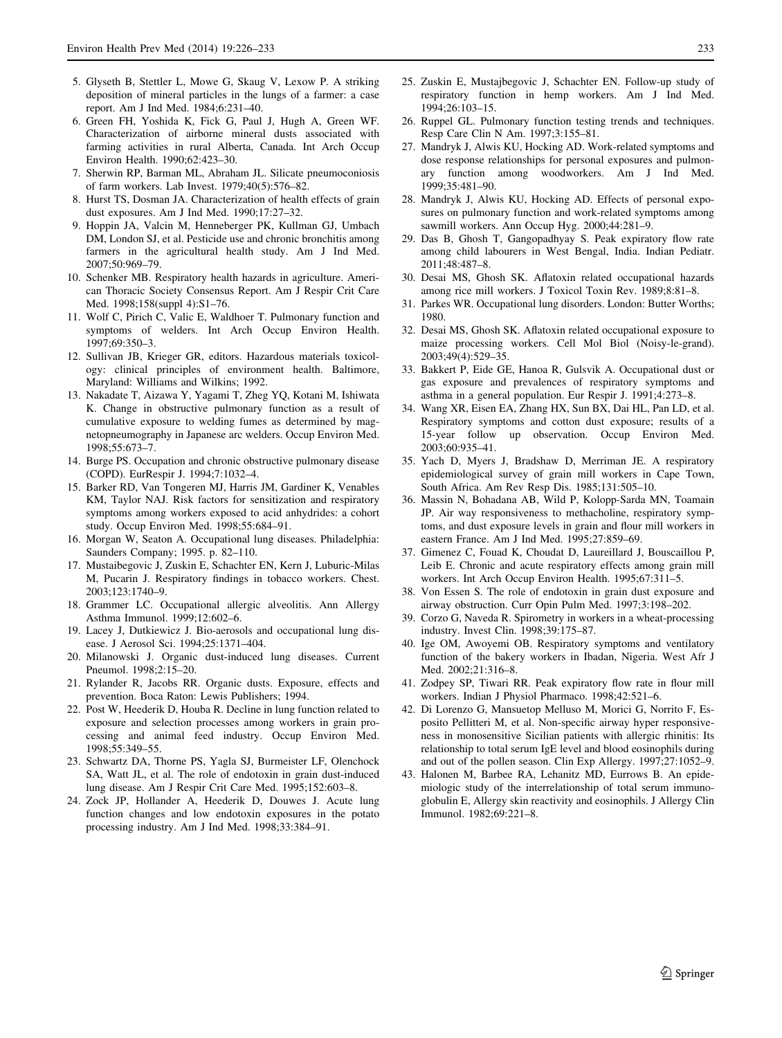5. Glyseth B, Stettler L, Mowe G, Skaug V, Lexow P. A striking deposition of mineral particles in the lungs of a farmer: a case report. Am J Ind Med. 1984;6:231–40.
6. Green FH, Yoshida K, Fick G, Paul J, Hugh A, Green WF. Characterization of airborne mineral dusts associated with farming activities in rural Alberta, Canada. Int Arch Occup Environ Health. 1990;62:423–30.
7. Sherwin RP, Barman ML, Abraham JL. Silicate pneumoconiosis of farm workers. Lab Invest. 1979;40(5):576–82.
8. Hurst TS, Dosman JA. Characterization of health effects of grain dust exposures. Am J Ind Med. 1990;17:27–32.
9. Hoppin JA, Valcin M, Henneberger PK, Kullman GJ, Umbach DM, London SJ, et al. Pesticide use and chronic bronchitis among farmers in the agricultural health study. Am J Ind Med. 2007;50:969–79.
10. Schenker MB. Respiratory health hazards in agriculture. American Thoracic Society Consensus Report. Am J Respir Crit Care Med. 1998;158(suppl 4):S1–76.
11. Wolf C, Pirich C, Valic E, Waldhoer T. Pulmonary function and symptoms of welders. Int Arch Occup Environ Health. 1997;69:350–3.
12. Sullivan JB, Krieger GR, editors. Hazardous materials toxicology: clinical principles of environment health. Baltimore, Maryland: Williams and Wilkins; 1992.
13. Nakadate T, Aizawa Y, Yagami T, Zheg YQ, Kotani M, Ishiwata K. Change in obstructive pulmonary function as a result of cumulative exposure to welding fumes as determined by magnetopneumography in Japanese arc welders. Occup Environ Med. 1998;55:673–7.
14. Burge PS. Occupation and chronic obstructive pulmonary disease (COPD). EurRespir J. 1994;7:1032–4.
15. Barker RD, Van Tongeren MJ, Harris JM, Gardiner K, Venables KM, Taylor NAJ. Risk factors for sensitization and respiratory symptoms among workers exposed to acid anhydrides: a cohort study. Occup Environ Med. 1998;55:684–91.
16. Morgan W, Seaton A. Occupational lung diseases. Philadelphia: Saunders Company; 1995. p. 82–110.
17. Mustaibegovic J, Zuskin E, Schachter EN, Kern J, Luburic-Milas M, Pucarin J. Respiratory findings in tobacco workers. Chest. 2003;123:1740–9.
18. Grammer LC. Occupational allergic alveolitis. Ann Allergy Asthma Immunol. 1999;12:602–6.
19. Lacey J, Dutkiewicz J. Bio-aerosols and occupational lung disease. J Aerosol Sci. 1994;25:1371–404.
20. Milanowski J. Organic dust-induced lung diseases. Current Pneumol. 1998;2:15–20.
21. Rylander R, Jacobs RR. Organic dusts. Exposure, effects and prevention. Boca Raton: Lewis Publishers; 1994.
22. Post W, Heederik D, Houba R. Decline in lung function related to exposure and selection processes among workers in grain processing and animal feed industry. Occup Environ Med. 1998;55:349–55.
23. Schwartz DA, Thorne PS, Yagla SJ, Burmeister LF, Olenchock SA, Watt JL, et al. The role of endotoxin in grain dust-induced lung disease. Am J Respir Crit Care Med. 1995;152:603–8.
24. Zock JP, Hollander A, Heederik D, Douwes J. Acute lung function changes and low endotoxin exposures in the potato processing industry. Am J Ind Med. 1998;33:384–91.
25. Zuskin E, Mustajbegovic J, Schachter EN. Follow-up study of respiratory function in hemp workers. Am J Ind Med. 1994;26:103–15.
26. Ruppel GL. Pulmonary function testing trends and techniques. Resp Care Clin N Am. 1997;3:155–81.
27. Mandryk J, Alwis KU, Hocking AD. Work-related symptoms and dose response relationships for personal exposures and pulmonary function among woodworkers. Am J Ind Med. 1999;35:481–90.
28. Mandryk J, Alwis KU, Hocking AD. Effects of personal exposures on pulmonary function and work-related symptoms among sawmill workers. Ann Occup Hyg. 2000;44:281–9.
29. Das B, Ghosh T, Gangopadhyay S. Peak expiratory flow rate among child labourers in West Bengal, India. Indian Pediatr. 2011;48:487–8.
30. Desai MS, Ghosh SK. Aflatoxin related occupational hazards among rice mill workers. J Toxicol Toxin Rev. 1989;8:81–8.
31. Parkes WR. Occupational lung disorders. London: Butter Worths; 1980.
32. Desai MS, Ghosh SK. Aflatoxin related occupational exposure to maize processing workers. Cell Mol Biol (Noisy-le-grand). 2003;49(4):529–35.
33. Bakkert P, Eide GE, Hanoa R, Gulsvik A. Occupational dust or gas exposure and prevalences of respiratory symptoms and asthma in a general population. Eur Respir J. 1991;4:273–8.
34. Wang XR, Eisen EA, Zhang HX, Sun BX, Dai HL, Pan LD, et al. Respiratory symptoms and cotton dust exposure; results of a 15-year follow up observation. Occup Environ Med. 2003;60:935–41.
35. Yach D, Myers J, Bradshaw D, Merriman JE. A respiratory epidemiological survey of grain mill workers in Cape Town, South Africa. Am Rev Resp Dis. 1985;131:505–10.
36. Massin N, Bohadana AB, Wild P, Kolopp-Sarda MN, Toamain JP. Air way responsiveness to methacholine, respiratory symptoms, and dust exposure levels in grain and flour mill workers in eastern France. Am J Ind Med. 1995;27:859–69.
37. Gimenez C, Fouad K, Choudat D, Laureillard J, Bouscaillou P, Leib E. Chronic and acute respiratory effects among grain mill workers. Int Arch Occup Environ Health. 1995;67:311–5.
38. Von Essen S. The role of endotoxin in grain dust exposure and airway obstruction. Curr Opin Pulm Med. 1997;3:198–202.
39. Corzo G, Naveda R. Spirometry in workers in a wheat-processing industry. Invest Clin. 1998;39:175–87.
40. Ige OM, Awoyemi OB. Respiratory symptoms and ventilatory function of the bakery workers in Ibadan, Nigeria. West Afr J Med. 2002;21:316–8.
41. Zodpey SP, Tiwari RR. Peak expiratory flow rate in flour mill workers. Indian J Physiol Pharmaco. 1998;42:521–6.
42. Di Lorenzo G, Mansuetop Melluso M, Morici G, Norrito F, Esposito Pellitteri M, et al. Non-specific airway hyper responsiveness in monosensitive Sicilian patients with allergic rhinitis: Its relationship to total serum IgE level and blood eosinophils during and out of the pollen season. Clin Exp Allergy. 1997;27:1052–9.
43. Halonen M, Barbee RA, Lehanitz MD, Eurrows B. An epidemiologic study of the interrelationship of total serum immunoglobulin E, Allergy skin reactivity and eosinophils. J Allergy Clin Immunol. 1982;69:221–8.